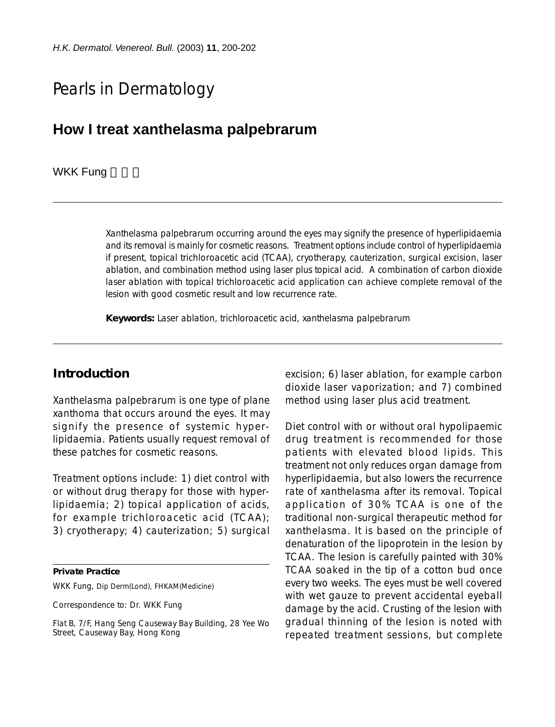Pearls in Dermatology

# How I treat xanthelasma palpebrarum

WKK Fung 馮根強

Xanthelasma palpebrarum occurring around the eyes may signify the presence of hyperlipidaemia and its removal is mainly for cosmetic reasons. Treatment options include control of hyperlipidaemia if present, topical trichloroacetic acid (TCAA), cryotherapy, cauterization, surgical excision, laser ablation, and combination method using laser plus topical acid. A combination of carbon dioxide laser ablation with topical trichloroacetic acid application can achieve complete removal of the lesion with good cosmetic result and low recurrence rate.

**Keywords:** Laser ablation, trichloroacetic acid, xanthelasma palpebrarum

## Introduction

Xanthelasma palpebrarum is one type of plane xanthoma that occurs around the eyes. It may signify the presence of systemic hyperlipidaemia. Patients usually request removal of these patches for cosmetic reasons.

Treatment options include: 1) diet control with or without drug therapy for those with hyperlipidaemia; 2) topical application of acids, for example trichloroacetic acid (TCAA); 3) cryotherapy; 4) cauterization; 5) surgical excision; 6) laser ablation, for example carbon dioxide laser vaporization; and 7) combined method using laser plus acid treatment.

Diet control with or without oral hypolipaemic drug treatment is recommended for those patients with elevated blood lipids. This treatment not only reduces organ damage from hyperlipidaemia, but also lowers the recurrence rate of xanthelasma after its removal. Topical application of 30% TCAA is one of the traditional non-surgical therapeutic method for xanthelasma. It is based on the principle of denaturation of the lipoprotein in the lesion by TCAA. The lesion is carefully painted with 30% TCAA soaked in the tip of a cotton bud once every two weeks. The eyes must be well covered with wet gauze to prevent accidental eyeball damage by the acid. Crusting of the lesion with gradual thinning of the lesion is noted with repeated treatment sessions, but complete

**Private Practice**

WKK Fung, Dip Derm(Lond), FHKAM(Medicine)

Correspondence to: Dr. WKK Fung

Flat B, 7/F, Hang Seng Causeway Bay Building, 28 Yee Wo Street, Causeway Bay, Hong Kong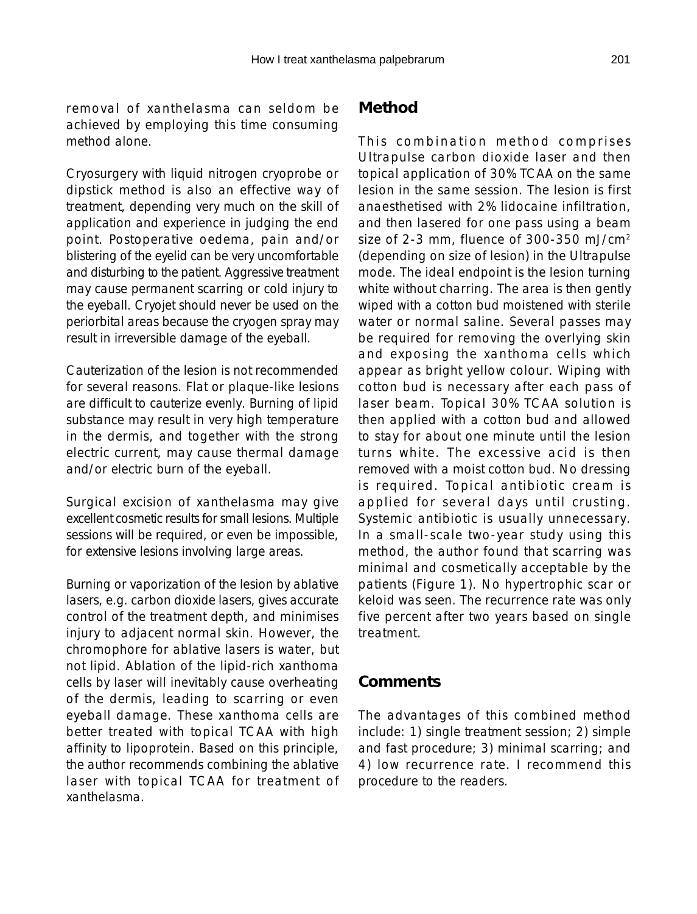removal of xanthelasma can seldom be achieved by employing this time consuming method alone.

Cryosurgery with liquid nitrogen cryoprobe or dipstick method is also an effective way of treatment, depending very much on the skill of application and experience in judging the end point. Postoperative oedema, pain and/or blistering of the eyelid can be very uncomfortable and disturbing to the patient. Aggressive treatment may cause permanent scarring or cold injury to the eyeball. Cryojet should never be used on the periorbital areas because the cryogen spray may result in irreversible damage of the eyeball.

Cauterization of the lesion is not recommended for several reasons. Flat or plaque-like lesions are difficult to cauterize evenly. Burning of lipid substance may result in very high temperature in the dermis, and together with the strong electric current, may cause thermal damage and/or electric burn of the eyeball.

Surgical excision of xanthelasma may give excellent cosmetic results for small lesions. Multiple sessions will be required, or even be impossible, for extensive lesions involving large areas.

Burning or vaporization of the lesion by ablative lasers, e.g. carbon dioxide lasers, gives accurate control of the treatment depth, and minimises injury to adjacent normal skin. However, the chromophore for ablative lasers is water, but not lipid. Ablation of the lipid-rich xanthoma cells by laser will inevitably cause overheating of the dermis, leading to scarring or even eyeball damage. These xanthoma cells are better treated with topical TCAA with high affinity to lipoprotein. Based on this principle, the author recommends combining the ablative laser with topical TCAA for treatment of xanthelasma.

## Method

This combination method comprises Ultrapulse carbon dioxide laser and then topical application of 30% TCAA on the same lesion in the same session. The lesion is first anaesthetised with 2% lidocaine infiltration, and then lasered for one pass using a beam size of 2-3 mm, fluence of 300-350 mJ/cm$^2$ (depending on size of lesion) in the Ultrapulse mode. The ideal endpoint is the lesion turning white without charring. The area is then gently wiped with a cotton bud moistened with sterile water or normal saline. Several passes may be required for removing the overlying skin and exposing the xanthoma cells which appear as bright yellow colour. Wiping with cotton bud is necessary after each pass of laser beam. Topical 30% TCAA solution is then applied with a cotton bud and allowed to stay for about one minute until the lesion turns white. The excessive acid is then removed with a moist cotton bud. No dressing is required. Topical antibiotic cream is applied for several days until crusting. Systemic antibiotic is usually unnecessary. In a small-scale two-year study using this method, the author found that scarring was minimal and cosmetically acceptable by the patients (Figure 1). No hypertrophic scar or keloid was seen. The recurrence rate was only five percent after two years based on single treatment.

## Comments

The advantages of this combined method include: 1) single treatment session; 2) simple and fast procedure; 3) minimal scarring; and 4) low recurrence rate. I recommend this procedure to the readers.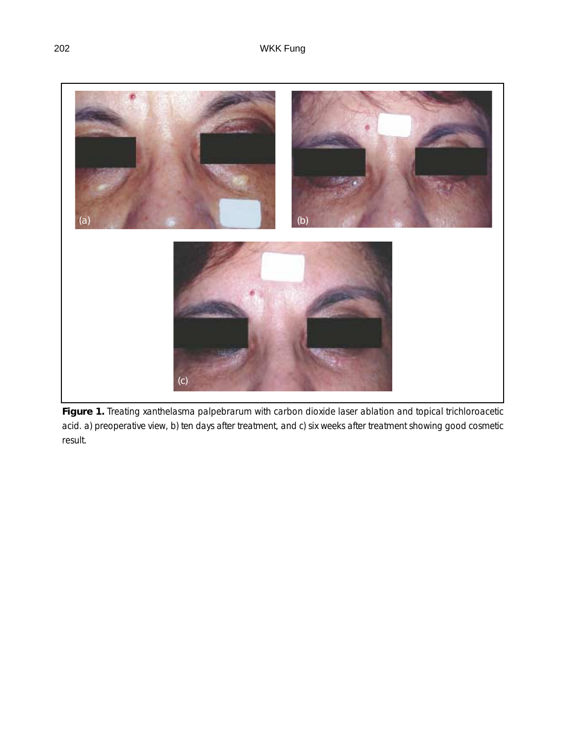(a)

(b)

(c)

**Figure 1.** Treating xanthelasma palpebrarum with carbon dioxide laser ablation and topical trichloroacetic acid. a) preoperative view, b) ten days after treatment, and c) six weeks after treatment showing good cosmetic result.